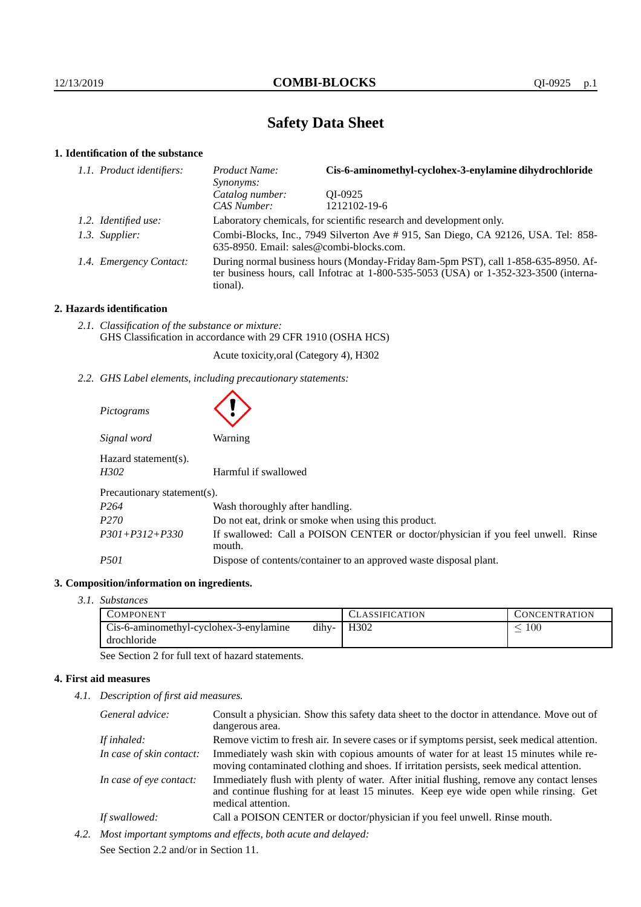# Safety Data Sheet

## 1. Identification of the substance

*1.1. Product identifiers:*

| | |
|---|---|
| *Product Name:* | **Cis-6-aminomethyl-cyclohex-3-enylamine dihydrochloride** |
| *Synonyms:* | |
| *Catalog number:* | QI-0925 |
| *CAS Number:* | 1212102-19-6 |

*1.2. Identified use:* Laboratory chemicals, for scientific research and development only.

*1.3. Supplier:* Combi-Blocks, Inc., 7949 Silverton Ave # 915, San Diego, CA 92126, USA. Tel: 858-635-8950. Email: sales@combi-blocks.com.

*1.4. Emergency Contact:* During normal business hours (Monday-Friday 8am-5pm PST), call 1-858-635-8950. After business hours, call Infotrac at 1-800-535-5053 (USA) or 1-352-323-3500 (international).

## 2. Hazards identification

*2.1. Classification of the substance or mixture:*
GHS Classification in accordance with 29 CFR 1910 (OSHA HCS)

Acute toxicity,oral (Category 4), H302

*2.2. GHS Label elements, including precautionary statements:*

*Pictograms*

*Signal word* Warning

Hazard statement(s).

| | |
|---|---|
| *H302* | Harmful if swallowed |

Precautionary statement(s).

| | |
|---|---|
| *P264* | Wash thoroughly after handling. |
| *P270* | Do not eat, drink or smoke when using this product. |
| *P301+P312+P330* | If swallowed: Call a POISON CENTER or doctor/physician if you feel unwell. Rinse mouth. |
| *P501* | Dispose of contents/container to an approved waste disposal plant. |

## 3. Composition/information on ingredients.

*3.1. Substances*

| Component | Classification | Concentration |
|---|---|---|
| Cis-6-aminomethyl-cyclohex-3-enylamine dihydrochloride | H302 | $\leq 100$ |

See Section 2 for full text of hazard statements.

## 4. First aid measures

*4.1. Description of first aid measures.*

| | |
|---|---|
| *General advice:* | Consult a physician. Show this safety data sheet to the doctor in attendance. Move out of dangerous area. |
| *If inhaled:* | Remove victim to fresh air. In severe cases or if symptoms persist, seek medical attention. |
| *In case of skin contact:* | Immediately wash skin with copious amounts of water for at least 15 minutes while removing contaminated clothing and shoes. If irritation persists, seek medical attention. |
| *In case of eye contact:* | Immediately flush with plenty of water. After initial flushing, remove any contact lenses and continue flushing for at least 15 minutes. Keep eye wide open while rinsing. Get medical attention. |
| *If swallowed:* | Call a POISON CENTER or doctor/physician if you feel unwell. Rinse mouth. |

*4.2. Most important symptoms and effects, both acute and delayed:*
See Section 2.2 and/or in Section 11.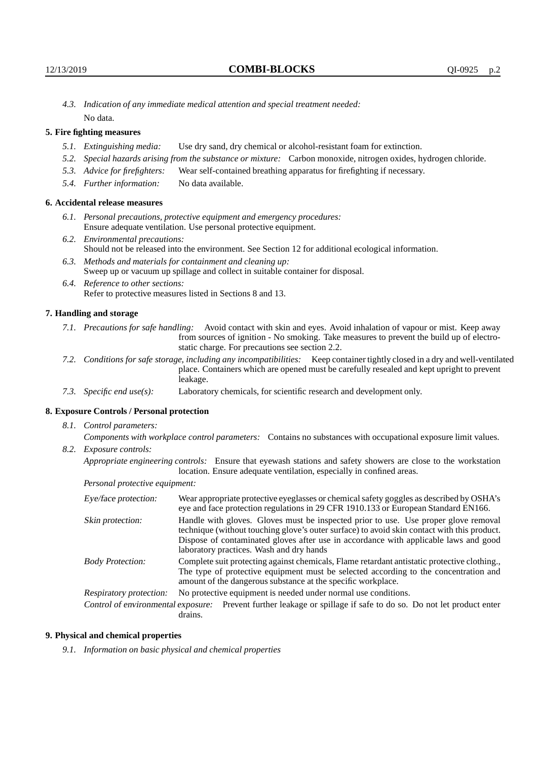*4.3. Indication of any immediate medical attention and special treatment needed:*
No data.

## 5. Fire fighting measures

- *5.1. Extinguishing media:* Use dry sand, dry chemical or alcohol-resistant foam for extinction.
- *5.2. Special hazards arising from the substance or mixture:* Carbon monoxide, nitrogen oxides, hydrogen chloride.
- *5.3. Advice for firefighters:* Wear self-contained breathing apparatus for firefighting if necessary.
- *5.4. Further information:* No data available.

## 6. Accidental release measures

- *6.1. Personal precautions, protective equipment and emergency procedures:*
  Ensure adequate ventilation. Use personal protective equipment.
- *6.2. Environmental precautions:*
  Should not be released into the environment. See Section 12 for additional ecological information.
- *6.3. Methods and materials for containment and cleaning up:*
  Sweep up or vacuum up spillage and collect in suitable container for disposal.
- *6.4. Reference to other sections:*
  Refer to protective measures listed in Sections 8 and 13.

## 7. Handling and storage

- *7.1. Precautions for safe handling:* Avoid contact with skin and eyes. Avoid inhalation of vapour or mist. Keep away from sources of ignition - No smoking. Take measures to prevent the build up of electrostatic charge. For precautions see section 2.2.
- *7.2. Conditions for safe storage, including any incompatibilities:* Keep container tightly closed in a dry and well-ventilated place. Containers which are opened must be carefully resealed and kept upright to prevent leakage.
- *7.3. Specific end use(s):* Laboratory chemicals, for scientific research and development only.

## 8. Exposure Controls / Personal protection

*8.1. Control parameters:*

*Components with workplace control parameters:* Contains no substances with occupational exposure limit values.

*8.2. Exposure controls:*

*Appropriate engineering controls:* Ensure that eyewash stations and safety showers are close to the workstation location. Ensure adequate ventilation, especially in confined areas.

*Personal protective equipment:*

*Eye/face protection:* Wear appropriate protective eyeglasses or chemical safety goggles as described by OSHA's eye and face protection regulations in 29 CFR 1910.133 or European Standard EN166.

*Skin protection:* Handle with gloves. Gloves must be inspected prior to use. Use proper glove removal technique (without touching glove's outer surface) to avoid skin contact with this product. Dispose of contaminated gloves after use in accordance with applicable laws and good laboratory practices. Wash and dry hands

*Body Protection:* Complete suit protecting against chemicals, Flame retardant antistatic protective clothing., The type of protective equipment must be selected according to the concentration and amount of the dangerous substance at the specific workplace.

*Respiratory protection:* No protective equipment is needed under normal use conditions.

*Control of environmental exposure:* Prevent further leakage or spillage if safe to do so. Do not let product enter drains.

## 9. Physical and chemical properties

*9.1. Information on basic physical and chemical properties*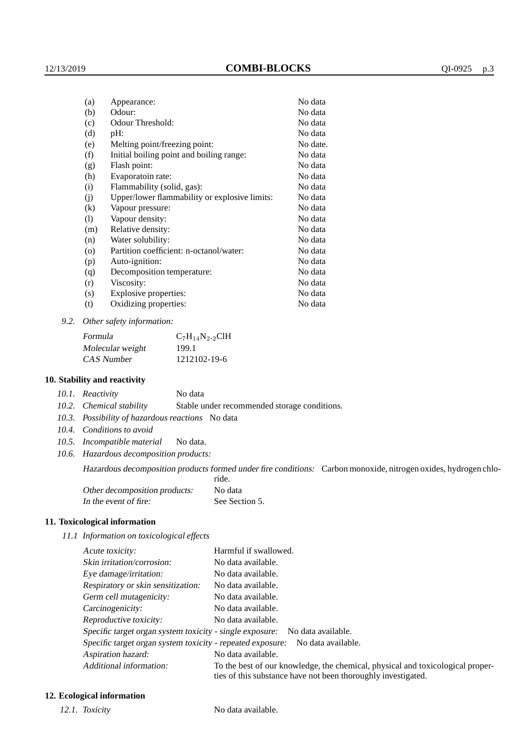| | | |
|---|---|---|
| (a) | Appearance: | No data |
| (b) | Odour: | No data |
| (c) | Odour Threshold: | No data |
| (d) | pH: | No data |
| (e) | Melting point/freezing point: | No date. |
| (f) | Initial boiling point and boiling range: | No data |
| (g) | Flash point: | No data |
| (h) | Evaporatoin rate: | No data |
| (i) | Flammability (solid, gas): | No data |
| (j) | Upper/lower flammability or explosive limits: | No data |
| (k) | Vapour pressure: | No data |
| (l) | Vapour density: | No data |
| (m) | Relative density: | No data |
| (n) | Water solubility: | No data |
| (o) | Partition coefficient: n-octanol/water: | No data |
| (p) | Auto-ignition: | No data |
| (q) | Decomposition temperature: | No data |
| (r) | Viscosity: | No data |
| (s) | Explosive properties: | No data |
| (t) | Oxidizing properties: | No data |

*9.2. Other safety information:*

| | |
|---|---|
| *Formula* | $C_7H_{14}N_2.{}_2ClH$ |
| *Molecular weight* | 199.1 |
| *CAS Number* | 1212102-19-6 |

## 10. Stability and reactivity

*10.1. Reactivity* No data

*10.2. Chemical stability* Stable under recommended storage conditions.

*10.3. Possibility of hazardous reactions* No data

*10.4. Conditions to avoid*

*10.5. Incompatible material* No data.

*10.6. Hazardous decomposition products:*

*Hazardous decomposition products formed under fire conditions:* Carbon monoxide, nitrogen oxides, hydrogen chloride.

*Other decomposition products:* No data

*In the event of fire:* See Section 5.

## 11. Toxicological information

*11.1 Information on toxicological effects*

| | |
|---|---|
| *Acute toxicity:* | Harmful if swallowed. |
| *Skin irritation/corrosion:* | No data available. |
| *Eye damage/irritation:* | No data available. |
| *Respiratory or skin sensitization:* | No data available. |
| *Germ cell mutagenicity:* | No data available. |
| *Carcinogenicity:* | No data available. |
| *Reproductive toxicity:* | No data available. |
| *Specific target organ system toxicity - single exposure:* | No data available. |
| *Specific target organ system toxicity - repeated exposure:* | No data available. |
| *Aspiration hazard:* | No data available. |
| *Additional information:* | To the best of our knowledge, the chemical, physical and toxicological properties of this substance have not been thoroughly investigated. |

## 12. Ecological information

*12.1. Toxicity* No data available.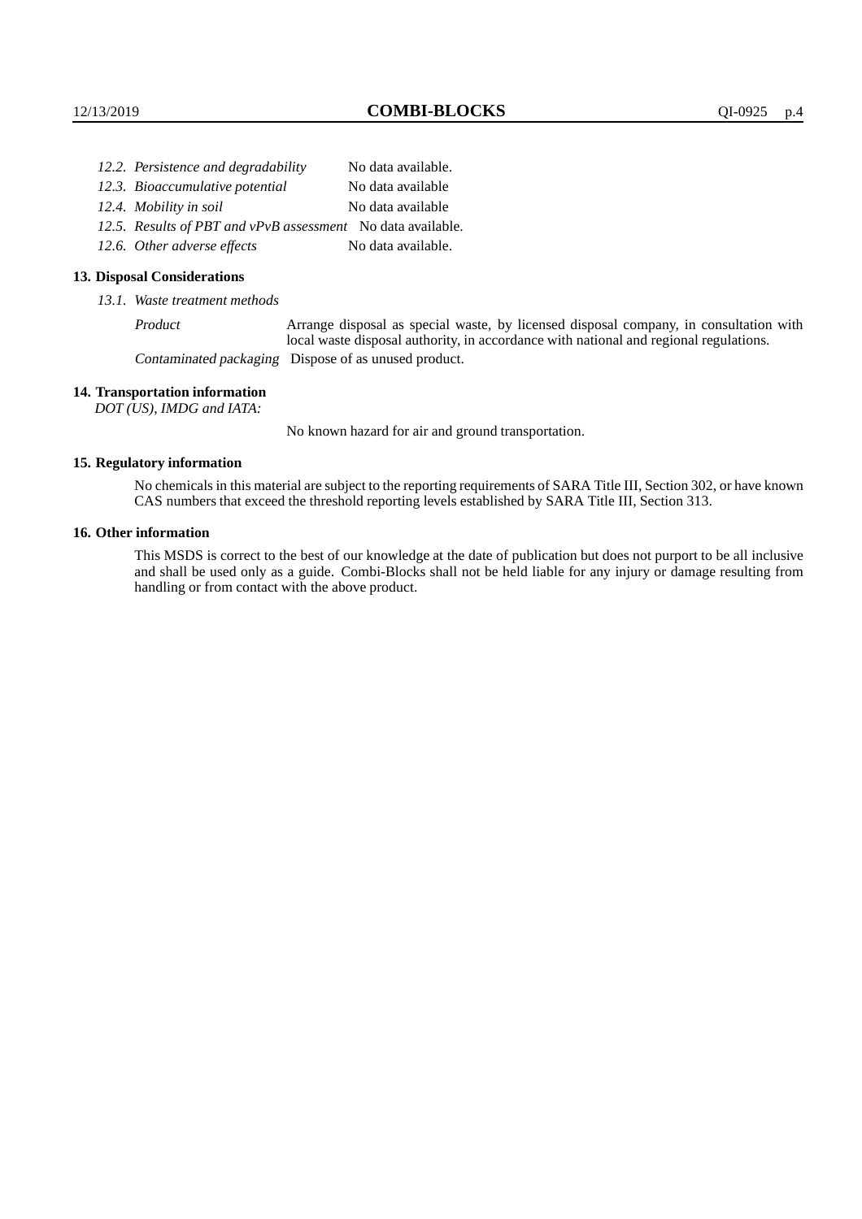*12.2. Persistence and degradability* No data available.

*12.3. Bioaccumulative potential* No data available

*12.4. Mobility in soil* No data available

*12.5. Results of PBT and vPvB assessment* No data available.

*12.6. Other adverse effects* No data available.

### 13. Disposal Considerations

*13.1. Waste treatment methods*

*Product* Arrange disposal as special waste, by licensed disposal company, in consultation with local waste disposal authority, in accordance with national and regional regulations.

*Contaminated packaging* Dispose of as unused product.

### 14. Transportation information

*DOT (US), IMDG and IATA:*

No known hazard for air and ground transportation.

### 15. Regulatory information

No chemicals in this material are subject to the reporting requirements of SARA Title III, Section 302, or have known CAS numbers that exceed the threshold reporting levels established by SARA Title III, Section 313.

### 16. Other information

This MSDS is correct to the best of our knowledge at the date of publication but does not purport to be all inclusive and shall be used only as a guide. Combi-Blocks shall not be held liable for any injury or damage resulting from handling or from contact with the above product.